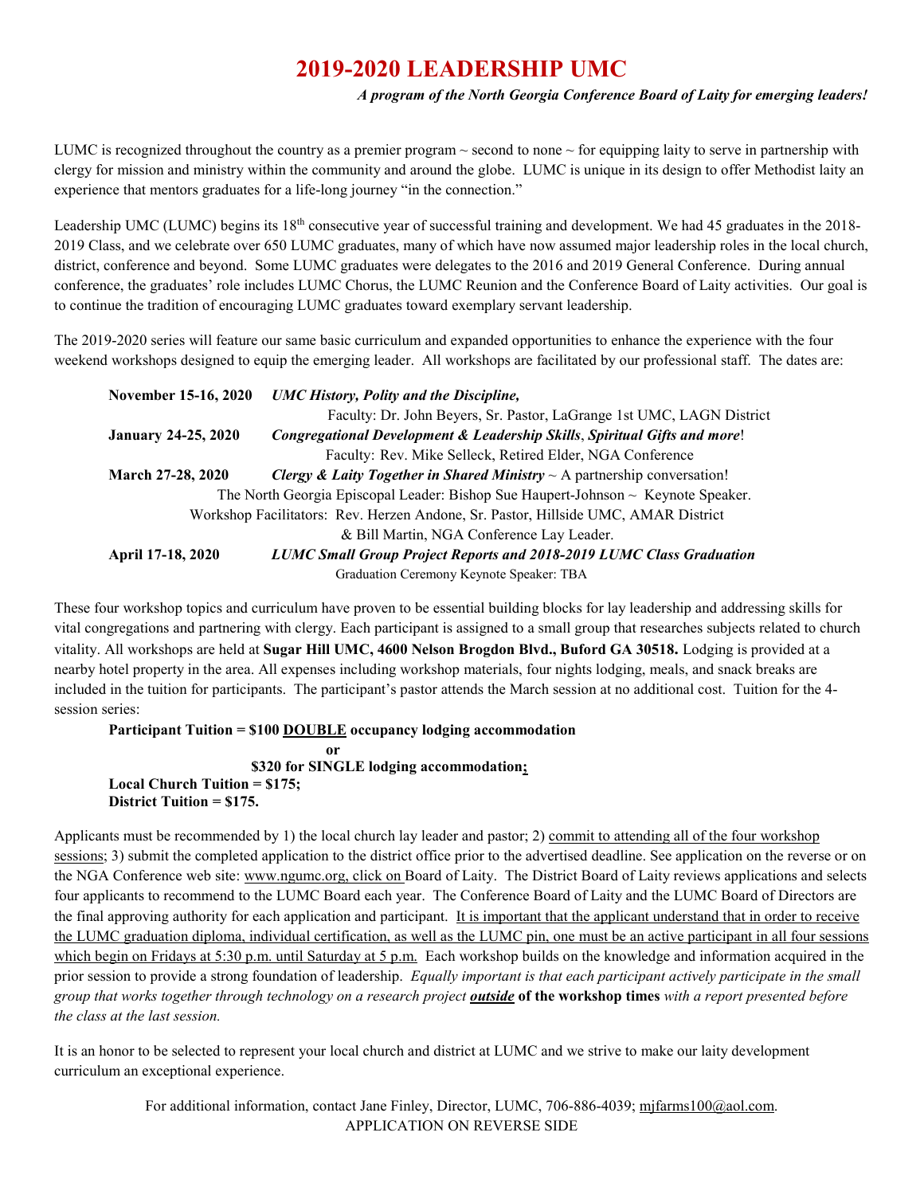# 2019-2020 LEADERSHIP UMC

***A program of the North Georgia Conference Board of Laity for emerging leaders!***

LUMC is recognized throughout the country as a premier program ~ second to none ~ for equipping laity to serve in partnership with clergy for mission and ministry within the community and around the globe. LUMC is unique in its design to offer Methodist laity an experience that mentors graduates for a life-long journey "in the connection."

Leadership UMC (LUMC) begins its 18th consecutive year of successful training and development. We had 45 graduates in the 2018-2019 Class, and we celebrate over 650 LUMC graduates, many of which have now assumed major leadership roles in the local church, district, conference and beyond. Some LUMC graduates were delegates to the 2016 and 2019 General Conference. During annual conference, the graduates' role includes LUMC Chorus, the LUMC Reunion and the Conference Board of Laity activities. Our goal is to continue the tradition of encouraging LUMC graduates toward exemplary servant leadership.

The 2019-2020 series will feature our same basic curriculum and expanded opportunities to enhance the experience with the four weekend workshops designed to equip the emerging leader. All workshops are facilitated by our professional staff. The dates are:

**November 15-16, 2020** ***UMC History, Polity and the Discipline,***
Faculty: Dr. John Beyers, Sr. Pastor, LaGrange 1st UMC, LAGN District

**January 24-25, 2020** ***Congregational Development & Leadership Skills**, **Spiritual Gifts and more***!
Faculty: Rev. Mike Selleck, Retired Elder, NGA Conference

**March 27-28, 2020** ***Clergy & Laity Together in Shared Ministry*** ~ A partnership conversation!
The North Georgia Episcopal Leader: Bishop Sue Haupert-Johnson ~ Keynote Speaker.
Workshop Facilitators: Rev. Herzen Andone, Sr. Pastor, Hillside UMC, AMAR District & Bill Martin, NGA Conference Lay Leader.

**April 17-18, 2020** ***LUMC Small Group Project Reports and 2018-2019 LUMC Class Graduation***
Graduation Ceremony Keynote Speaker: TBA

These four workshop topics and curriculum have proven to be essential building blocks for lay leadership and addressing skills for vital congregations and partnering with clergy. Each participant is assigned to a small group that researches subjects related to church vitality. All workshops are held at **Sugar Hill UMC, 4600 Nelson Brogdon Blvd., Buford GA 30518.** Lodging is provided at a nearby hotel property in the area. All expenses including workshop materials, four nights lodging, meals, and snack breaks are included in the tuition for participants. The participant's pastor attends the March session at no additional cost. Tuition for the 4-session series:

**Participant Tuition = $100 DOUBLE occupancy lodging accommodation**
**or**
**$320 for SINGLE lodging accommodation;**
**Local Church Tuition = $175;**
**District Tuition = $175.**

Applicants must be recommended by 1) the local church lay leader and pastor; 2) commit to attending all of the four workshop sessions; 3) submit the completed application to the district office prior to the advertised deadline. See application on the reverse or on the NGA Conference web site: www.ngumc.org, click on Board of Laity. The District Board of Laity reviews applications and selects four applicants to recommend to the LUMC Board each year. The Conference Board of Laity and the LUMC Board of Directors are the final approving authority for each application and participant. It is important that the applicant understand that in order to receive the LUMC graduation diploma, individual certification, as well as the LUMC pin, one must be an active participant in all four sessions which begin on Fridays at 5:30 p.m. until Saturday at 5 p.m. Each workshop builds on the knowledge and information acquired in the prior session to provide a strong foundation of leadership. *Equally important is that each participant actively participate in the small group that works together through technology on a research project* ***outside*** **of the workshop times** *with a report presented before the class at the last session.*

It is an honor to be selected to represent your local church and district at LUMC and we strive to make our laity development curriculum an exceptional experience.

For additional information, contact Jane Finley, Director, LUMC, 706-886-4039; mjfarms100@aol.com.
APPLICATION ON REVERSE SIDE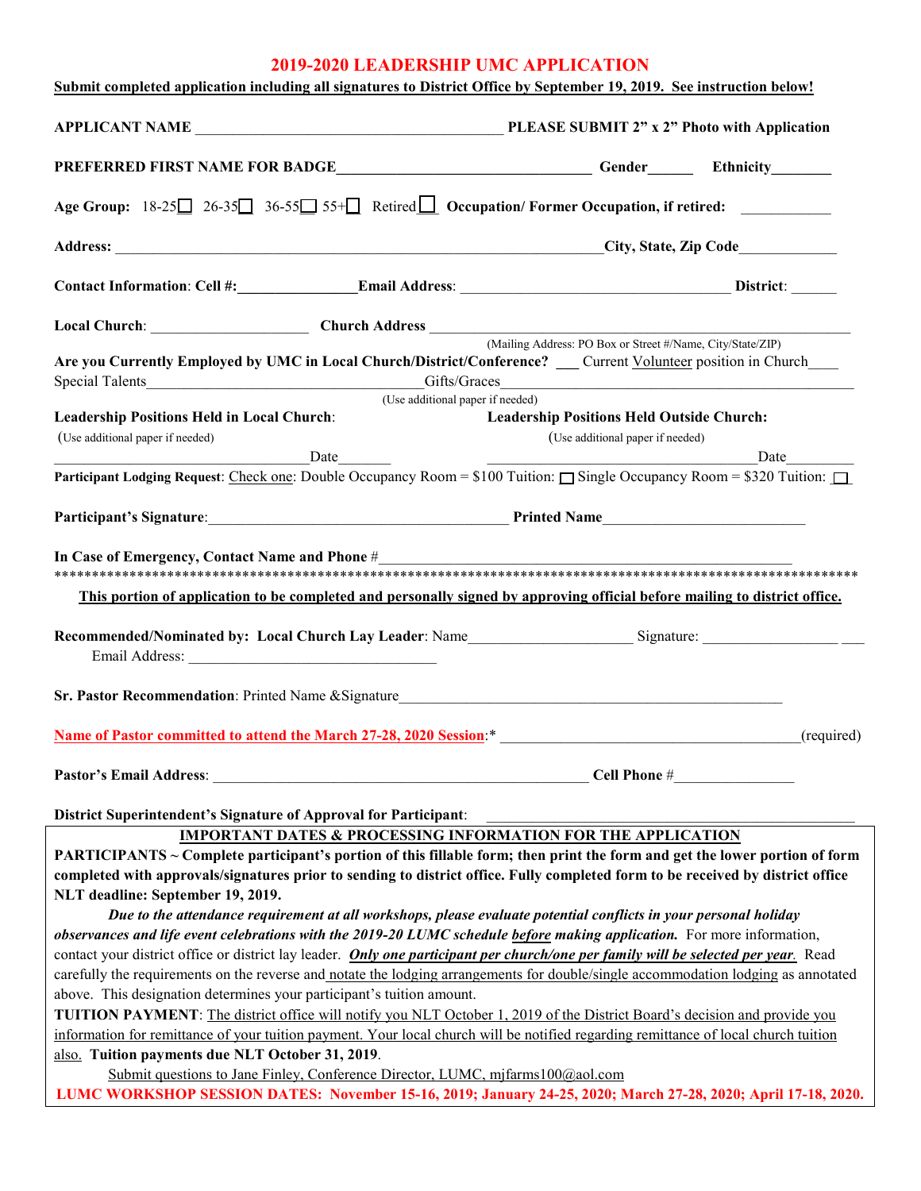# 2019-2020 LEADERSHIP UMC APPLICATION

**Submit completed application including all signatures to District Office by September 19, 2019. See instruction below!**

**APPLICANT NAME** ________________________________________ **PLEASE SUBMIT 2" x 2" Photo with Application**

**PREFERRED FIRST NAME FOR BADGE**_________________________________ **Gender**______ **Ethnicity**________

**Age Group:** 18-25☐ 26-35☐ 36-55☐ 55+☐ Retired☐ **Occupation/ Former Occupation, if retired:** ___________

**Address:** _______________________________________________________________**City, State, Zip Code**_____________

**Contact Information**: **Cell #:**________________**Email Address**: ___________________________________ **District**: ______

**Local Church**: _____________________ **Church Address** ______________________________________________________

(Mailing Address: PO Box or Street #/Name, City/State/ZIP)

**Are you Currently Employed by UMC in Local Church/District/Conference?** ___ Current Volunteer position in Church____

Special Talents_____________________________________Gifts/Graces_____________________________________________

(Use additional paper if needed)

**Leadership Positions Held in Local Church**:
(Use additional paper if needed)
_________________________________Date_______

**Leadership Positions Held Outside Church:**
(Use additional paper if needed)
_____________________________________Date_________

**Participant Lodging Request**: Check one: Double Occupancy Room = $100 Tuition: ☐ Single Occupancy Room = $320 Tuition: ☐

**Participant's Signature**:________________________________________ **Printed Name**__________________________

**In Case of Emergency, Contact Name and Phone #**_____________________________________________________

**************************************************************************************************************

**This portion of application to be completed and personally signed by approving official before mailing to district office.**

**Recommended/Nominated by: Local Church Lay Leader**: Name_____________________ Signature: __________________ ___
Email Address: __________________________________

**Sr. Pastor Recommendation**: Printed Name &Signature___________________________________________________

Name of Pastor committed to attend the March 27-28, 2020 Session:* _______________________________________(required)

**Pastor's Email Address**: ____________________________________________________ **Cell Phone #**________________

**District Superintendent's Signature of Approval for Participant**: _______________________________________________

**IMPORTANT DATES & PROCESSING INFORMATION FOR THE APPLICATION**

**PARTICIPANTS ~ Complete participant's portion of this fillable form; then print the form and get the lower portion of form completed with approvals/signatures prior to sending to district office. Fully completed form to be received by district office NLT deadline: September 19, 2019.**

***Due to the attendance requirement at all workshops, please evaluate potential conflicts in your personal holiday observances and life event celebrations with the 2019-20 LUMC schedule before making application.*** For more information, contact your district office or district lay leader. ***Only one participant per church/one per family will be selected per year.*** Read carefully the requirements on the reverse and notate the lodging arrangements for double/single accommodation lodging as annotated above. This designation determines your participant's tuition amount.

**TUITION PAYMENT**: The district office will notify you NLT October 1, 2019 of the District Board's decision and provide you information for remittance of your tuition payment. Your local church will be notified regarding remittance of local church tuition also. **Tuition payments due NLT October 31, 2019**.

Submit questions to Jane Finley, Conference Director, LUMC, mjfarms100@aol.com

**LUMC WORKSHOP SESSION DATES: November 15-16, 2019; January 24-25, 2020; March 27-28, 2020; April 17-18, 2020.**